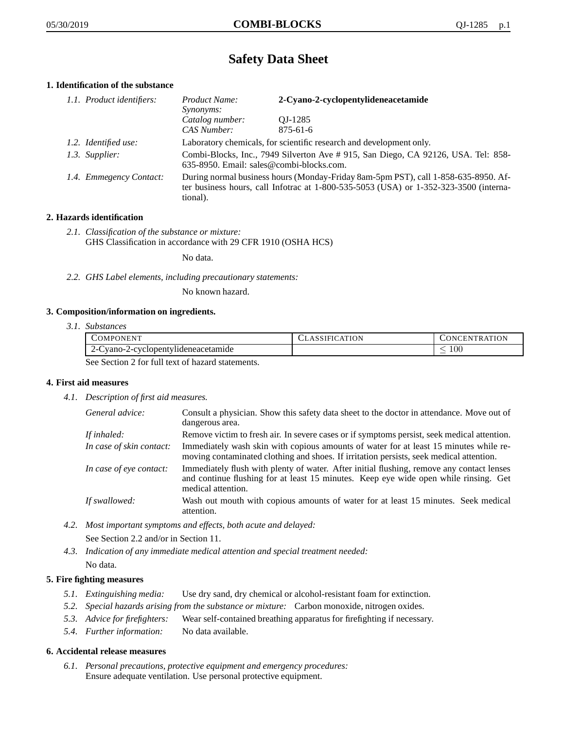# Safety Data Sheet

## 1. Identification of the substance

*1.1. Product identifiers:*

| | |
|---|---|
| *Product Name:* | **2-Cyano-2-cyclopentylideneacetamide** |
| *Synonyms:* | |
| *Catalog number:* | QJ-1285 |
| *CAS Number:* | 875-61-6 |

*1.2. Identified use:* Laboratory chemicals, for scientific research and development only.

*1.3. Supplier:* Combi-Blocks, Inc., 7949 Silverton Ave # 915, San Diego, CA 92126, USA. Tel: 858-635-8950. Email: sales@combi-blocks.com.

*1.4. Emmegency Contact:* During normal business hours (Monday-Friday 8am-5pm PST), call 1-858-635-8950. After business hours, call Infotrac at 1-800-535-5053 (USA) or 1-352-323-3500 (international).

## 2. Hazards identification

*2.1. Classification of the substance or mixture:*
GHS Classification in accordance with 29 CFR 1910 (OSHA HCS)

No data.

*2.2. GHS Label elements, including precautionary statements:*

No known hazard.

## 3. Composition/information on ingredients.

*3.1. Substances*

| Component | Classification | Concentration |
|---|---|---|
| 2-Cyano-2-cyclopentylideneacetamide | | $\leq 100$ |

See Section 2 for full text of hazard statements.

## 4. First aid measures

*4.1. Description of first aid measures.*

*General advice:* Consult a physician. Show this safety data sheet to the doctor in attendance. Move out of dangerous area.

*If inhaled:* Remove victim to fresh air. In severe cases or if symptoms persist, seek medical attention.

*In case of skin contact:* Immediately wash skin with copious amounts of water for at least 15 minutes while removing contaminated clothing and shoes. If irritation persists, seek medical attention.

*In case of eye contact:* Immediately flush with plenty of water. After initial flushing, remove any contact lenses and continue flushing for at least 15 minutes. Keep eye wide open while rinsing. Get medical attention.

*If swallowed:* Wash out mouth with copious amounts of water for at least 15 minutes. Seek medical attention.

*4.2. Most important symptoms and effects, both acute and delayed:*
See Section 2.2 and/or in Section 11.

*4.3. Indication of any immediate medical attention and special treatment needed:*
No data.

## 5. Fire fighting measures

*5.1. Extinguishing media:* Use dry sand, dry chemical or alcohol-resistant foam for extinction.

*5.2. Special hazards arising from the substance or mixture:* Carbon monoxide, nitrogen oxides.

*5.3. Advice for firefighters:* Wear self-contained breathing apparatus for firefighting if necessary.

*5.4. Further information:* No data available.

## 6. Accidental release measures

*6.1. Personal precautions, protective equipment and emergency procedures:*
Ensure adequate ventilation. Use personal protective equipment.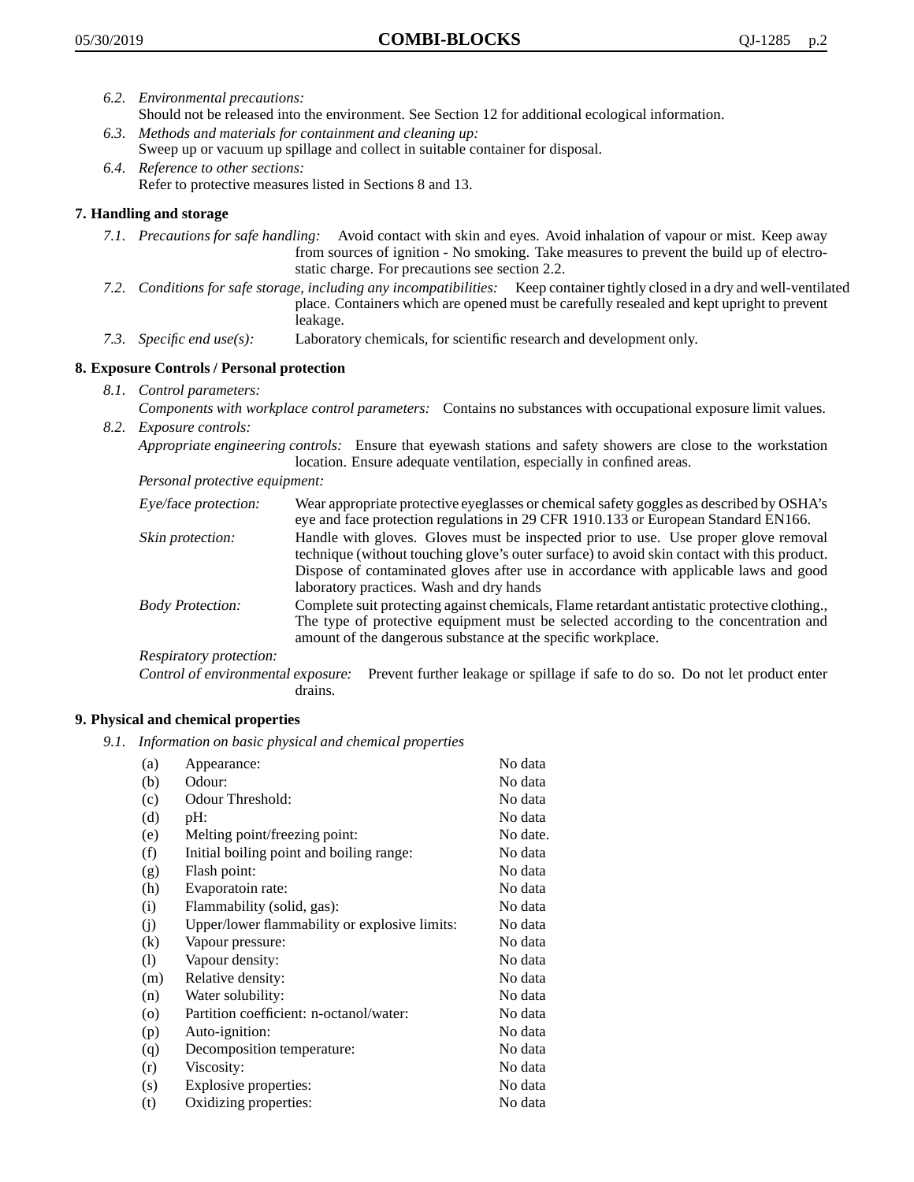*6.2. Environmental precautions:*
Should not be released into the environment. See Section 12 for additional ecological information.

*6.3. Methods and materials for containment and cleaning up:*
Sweep up or vacuum up spillage and collect in suitable container for disposal.

*6.4. Reference to other sections:*
Refer to protective measures listed in Sections 8 and 13.

## 7. Handling and storage

*7.1. Precautions for safe handling:* Avoid contact with skin and eyes. Avoid inhalation of vapour or mist. Keep away from sources of ignition - No smoking. Take measures to prevent the build up of electrostatic charge. For precautions see section 2.2.

*7.2. Conditions for safe storage, including any incompatibilities:* Keep container tightly closed in a dry and well-ventilated place. Containers which are opened must be carefully resealed and kept upright to prevent leakage.

*7.3. Specific end use(s):* Laboratory chemicals, for scientific research and development only.

## 8. Exposure Controls / Personal protection

*8.1. Control parameters:*
*Components with workplace control parameters:* Contains no substances with occupational exposure limit values.

*8.2. Exposure controls:*
*Appropriate engineering controls:* Ensure that eyewash stations and safety showers are close to the workstation location. Ensure adequate ventilation, especially in confined areas.

*Personal protective equipment:*

*Eye/face protection:* Wear appropriate protective eyeglasses or chemical safety goggles as described by OSHA's eye and face protection regulations in 29 CFR 1910.133 or European Standard EN166.

*Skin protection:* Handle with gloves. Gloves must be inspected prior to use. Use proper glove removal technique (without touching glove's outer surface) to avoid skin contact with this product. Dispose of contaminated gloves after use in accordance with applicable laws and good laboratory practices. Wash and dry hands

*Body Protection:* Complete suit protecting against chemicals, Flame retardant antistatic protective clothing., The type of protective equipment must be selected according to the concentration and amount of the dangerous substance at the specific workplace.

*Respiratory protection:*

*Control of environmental exposure:* Prevent further leakage or spillage if safe to do so. Do not let product enter drains.

## 9. Physical and chemical properties

*9.1. Information on basic physical and chemical properties*

| | | |
|---|---|---|
| (a) | Appearance: | No data |
| (b) | Odour: | No data |
| (c) | Odour Threshold: | No data |
| (d) | pH: | No data |
| (e) | Melting point/freezing point: | No date. |
| (f) | Initial boiling point and boiling range: | No data |
| (g) | Flash point: | No data |
| (h) | Evaporatoin rate: | No data |
| (i) | Flammability (solid, gas): | No data |
| (j) | Upper/lower flammability or explosive limits: | No data |
| (k) | Vapour pressure: | No data |
| (l) | Vapour density: | No data |
| (m) | Relative density: | No data |
| (n) | Water solubility: | No data |
| (o) | Partition coefficient: n-octanol/water: | No data |
| (p) | Auto-ignition: | No data |
| (q) | Decomposition temperature: | No data |
| (r) | Viscosity: | No data |
| (s) | Explosive properties: | No data |
| (t) | Oxidizing properties: | No data |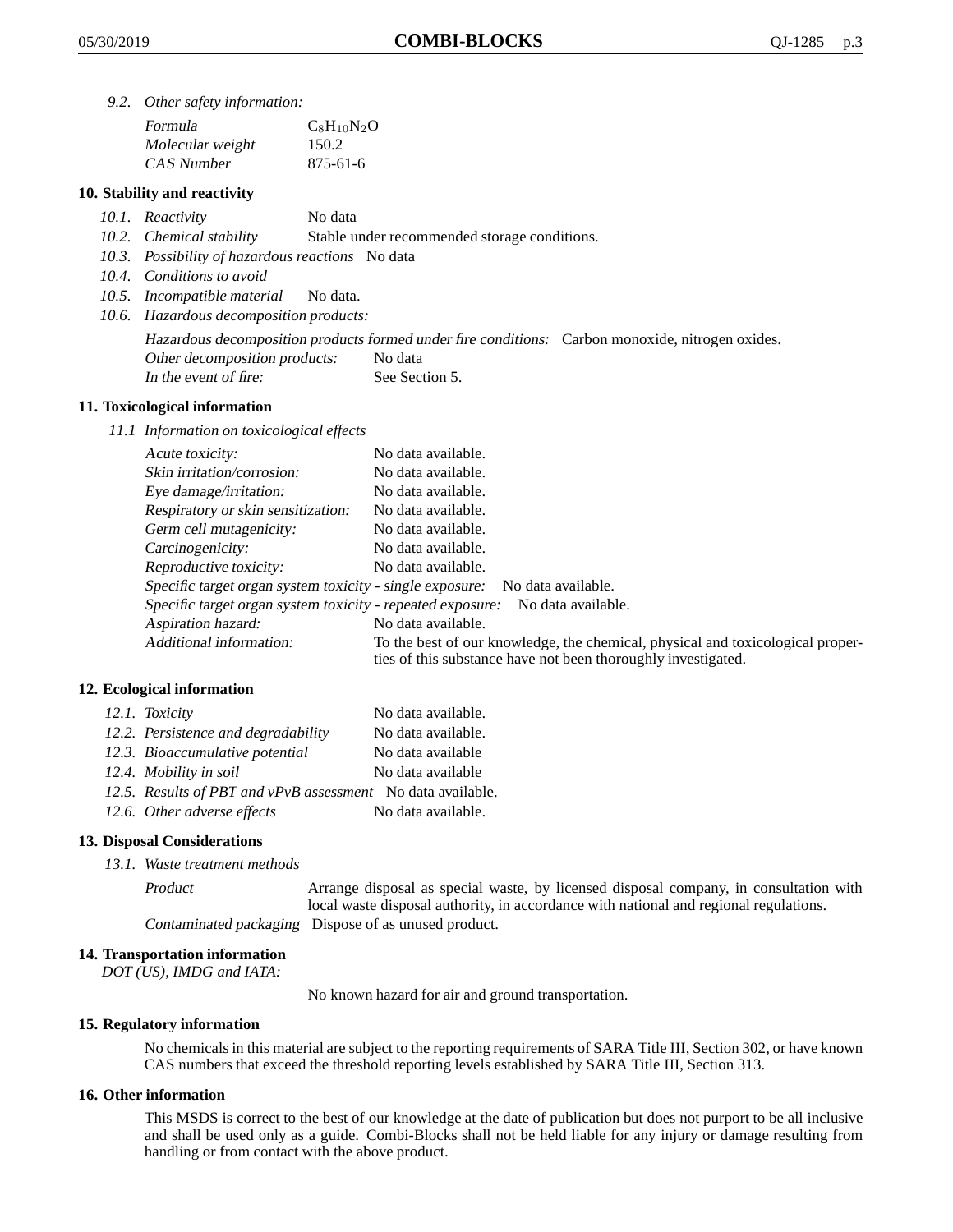*9.2. Other safety information:*

| | |
|---|---|
| *Formula* | $C_8H_{10}N_2O$ |
| *Molecular weight* | 150.2 |
| *CAS Number* | 875-61-6 |

## 10. Stability and reactivity

*10.1. Reactivity* No data

*10.2. Chemical stability* Stable under recommended storage conditions.

*10.3. Possibility of hazardous reactions* No data

*10.4. Conditions to avoid*

*10.5. Incompatible material* No data.

*10.6. Hazardous decomposition products:*

*Hazardous decomposition products formed under fire conditions:* Carbon monoxide, nitrogen oxides.

*Other decomposition products:* No data

*In the event of fire:* See Section 5.

## 11. Toxicological information

*11.1 Information on toxicological effects*

| | |
|---|---|
| *Acute toxicity:* | No data available. |
| *Skin irritation/corrosion:* | No data available. |
| *Eye damage/irritation:* | No data available. |
| *Respiratory or skin sensitization:* | No data available. |
| *Germ cell mutagenicity:* | No data available. |
| *Carcinogenicity:* | No data available. |
| *Reproductive toxicity:* | No data available. |
| *Specific target organ system toxicity - single exposure:* | No data available. |
| *Specific target organ system toxicity - repeated exposure:* | No data available. |
| *Aspiration hazard:* | No data available. |
| *Additional information:* | To the best of our knowledge, the chemical, physical and toxicological properties of this substance have not been thoroughly investigated. |

## 12. Ecological information

| | |
|---|---|
| *12.1. Toxicity* | No data available. |
| *12.2. Persistence and degradability* | No data available. |
| *12.3. Bioaccumulative potential* | No data available |
| *12.4. Mobility in soil* | No data available |
| *12.5. Results of PBT and vPvB assessment* | No data available. |
| *12.6. Other adverse effects* | No data available. |

## 13. Disposal Considerations

*13.1. Waste treatment methods*

*Product* Arrange disposal as special waste, by licensed disposal company, in consultation with local waste disposal authority, in accordance with national and regional regulations.

*Contaminated packaging* Dispose of as unused product.

## 14. Transportation information

*DOT (US), IMDG and IATA:*

No known hazard for air and ground transportation.

## 15. Regulatory information

No chemicals in this material are subject to the reporting requirements of SARA Title III, Section 302, or have known CAS numbers that exceed the threshold reporting levels established by SARA Title III, Section 313.

## 16. Other information

This MSDS is correct to the best of our knowledge at the date of publication but does not purport to be all inclusive and shall be used only as a guide. Combi-Blocks shall not be held liable for any injury or damage resulting from handling or from contact with the above product.